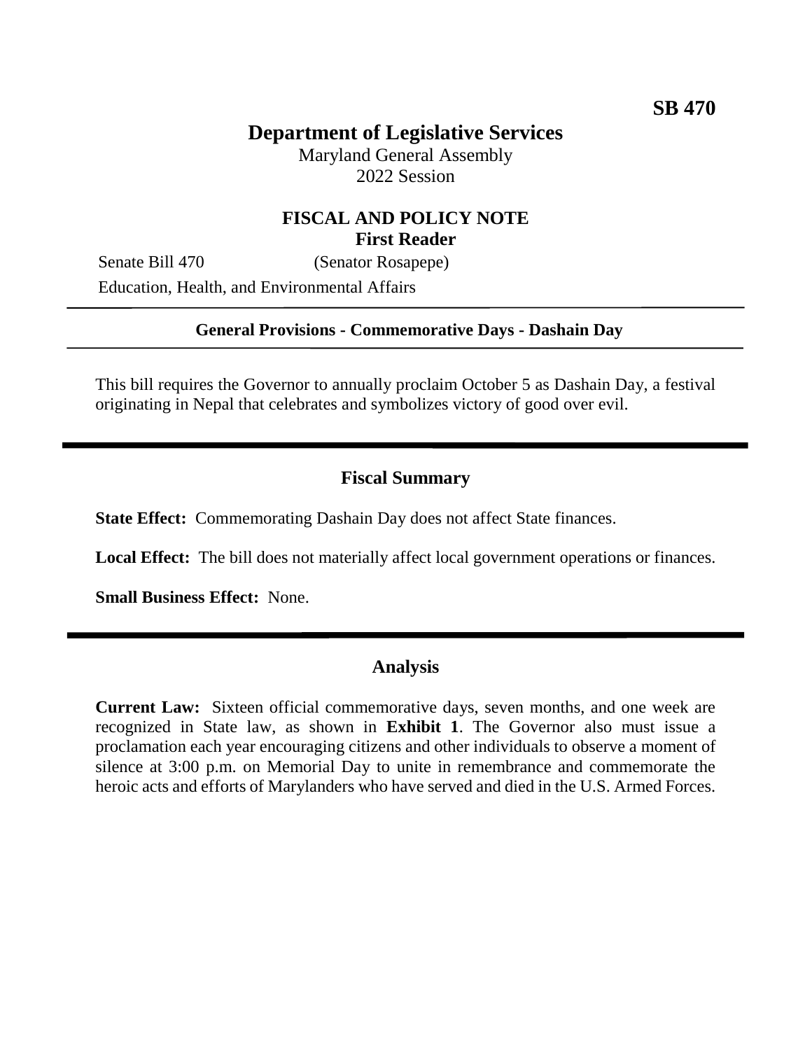**SB 470**

# Department of Legislative Services

Maryland General Assembly
2022 Session

## FISCAL AND POLICY NOTE
**First Reader**

Senate Bill 470 (Senator Rosapepe)
Education, Health, and Environmental Affairs

---

**General Provisions - Commemorative Days - Dashain Day**

---

This bill requires the Governor to annually proclaim October 5 as Dashain Day, a festival originating in Nepal that celebrates and symbolizes victory of good over evil.

---

## Fiscal Summary

**State Effect:** Commemorating Dashain Day does not affect State finances.

**Local Effect:** The bill does not materially affect local government operations or finances.

**Small Business Effect:** None.

---

## Analysis

**Current Law:** Sixteen official commemorative days, seven months, and one week are recognized in State law, as shown in **Exhibit 1**. The Governor also must issue a proclamation each year encouraging citizens and other individuals to observe a moment of silence at 3:00 p.m. on Memorial Day to unite in remembrance and commemorate the heroic acts and efforts of Marylanders who have served and died in the U.S. Armed Forces.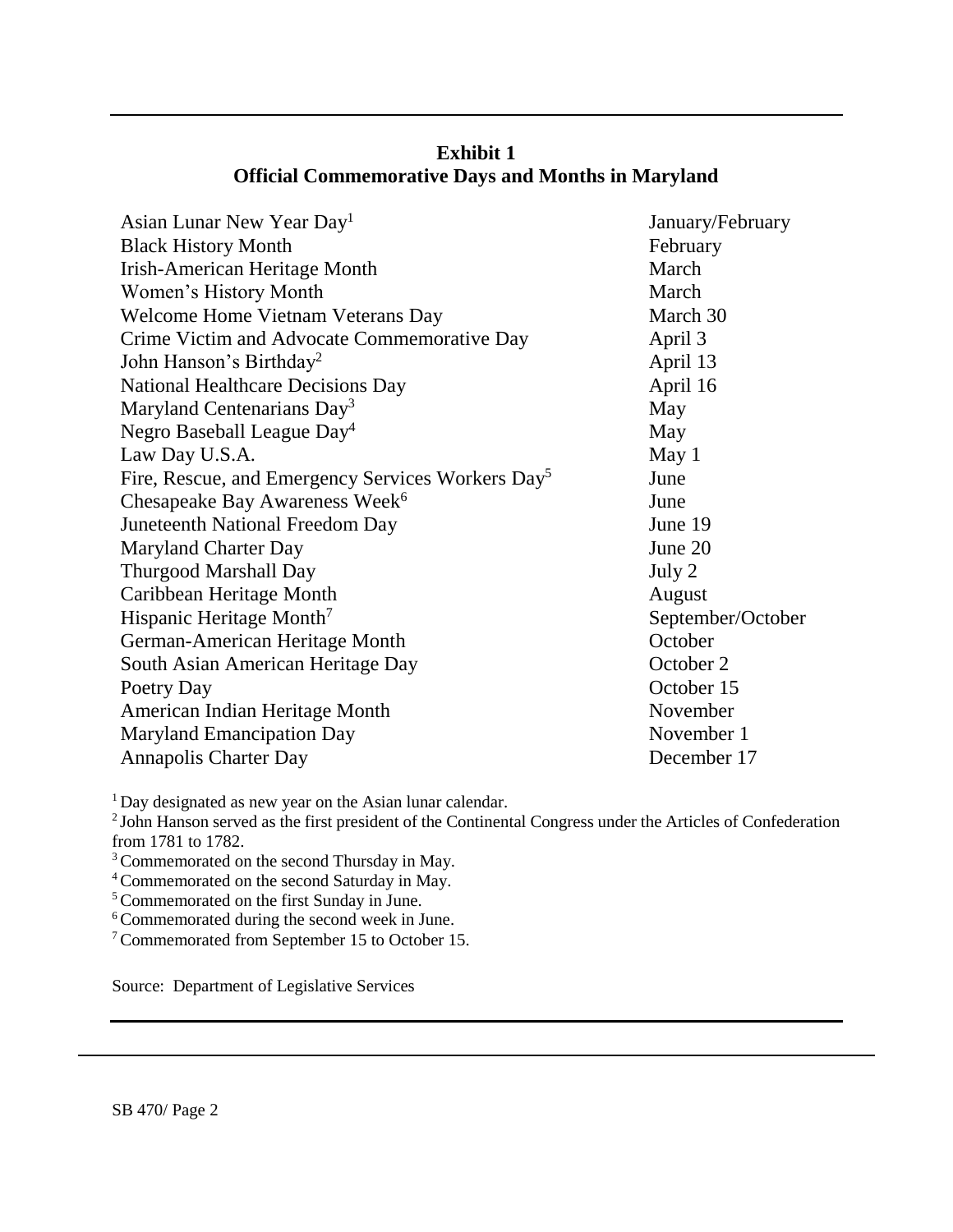**Exhibit 1**
**Official Commemorative Days and Months in Maryland**

| | |
|---|---|
| Asian Lunar New Year Day[1] | January/February |
| Black History Month | February |
| Irish-American Heritage Month | March |
| Women's History Month | March |
| Welcome Home Vietnam Veterans Day | March 30 |
| Crime Victim and Advocate Commemorative Day | April 3 |
| John Hanson's Birthday[2] | April 13 |
| National Healthcare Decisions Day | April 16 |
| Maryland Centenarians Day[3] | May |
| Negro Baseball League Day[4] | May |
| Law Day U.S.A. | May 1 |
| Fire, Rescue, and Emergency Services Workers Day[5] | June |
| Chesapeake Bay Awareness Week[6] | June |
| Juneteenth National Freedom Day | June 19 |
| Maryland Charter Day | June 20 |
| Thurgood Marshall Day | July 2 |
| Caribbean Heritage Month | August |
| Hispanic Heritage Month[7] | September/October |
| German-American Heritage Month | October |
| South Asian American Heritage Day | October 2 |
| Poetry Day | October 15 |
| American Indian Heritage Month | November |
| Maryland Emancipation Day | November 1 |
| Annapolis Charter Day | December 17 |

[1] Day designated as new year on the Asian lunar calendar.
[2] John Hanson served as the first president of the Continental Congress under the Articles of Confederation from 1781 to 1782.
[3] Commemorated on the second Thursday in May.
[4] Commemorated on the second Saturday in May.
[5] Commemorated on the first Sunday in June.
[6] Commemorated during the second week in June.
[7] Commemorated from September 15 to October 15.

Source: Department of Legislative Services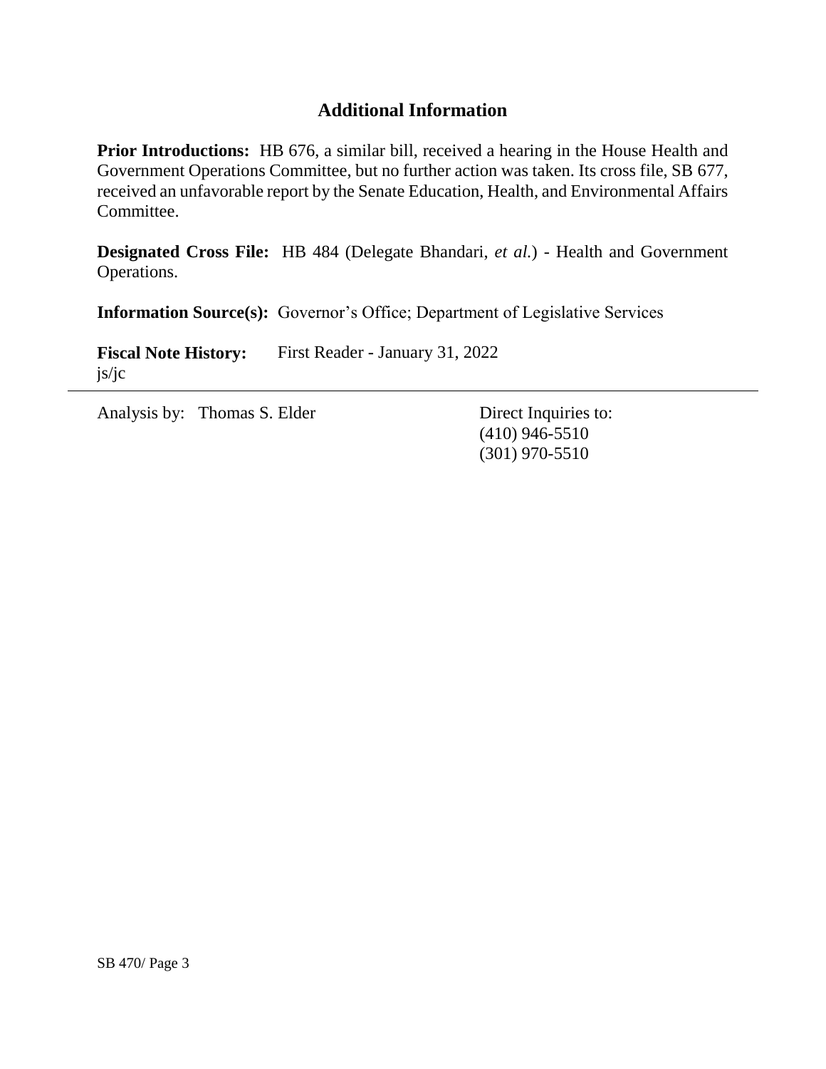## Additional Information

**Prior Introductions:** HB 676, a similar bill, received a hearing in the House Health and Government Operations Committee, but no further action was taken. Its cross file, SB 677, received an unfavorable report by the Senate Education, Health, and Environmental Affairs Committee.

**Designated Cross File:** HB 484 (Delegate Bhandari, *et al.*) - Health and Government Operations.

**Information Source(s):** Governor's Office; Department of Legislative Services

**Fiscal Note History:** First Reader - January 31, 2022
js/jc

---

Analysis by: Thomas S. Elder

Direct Inquiries to:
(410) 946-5510
(301) 970-5510